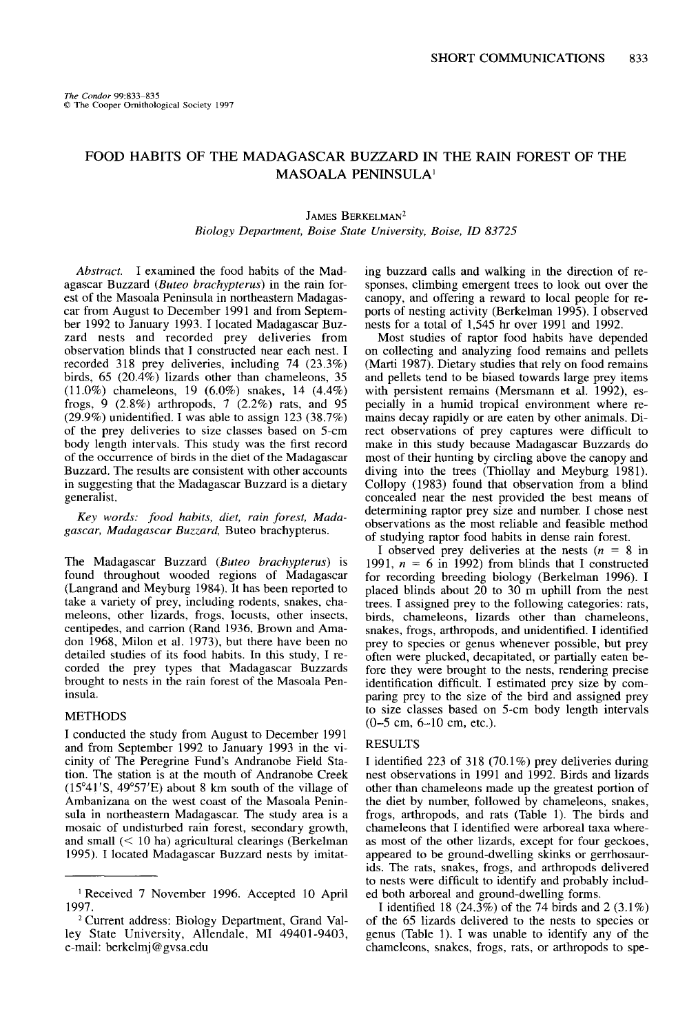# FOOD HABITS OF THE MADAGASCAR BUZZARD IN THE RAIN FOREST OF THE MASOALA PENINSULA[1]

JAMES BERKELMAN[2]

*Biology Department, Boise State University, Boise, ID 83725*

*Abstract.* I examined the food habits of the Madagascar Buzzard (*Buteo brachypterus*) in the rain forest of the Masoala Peninsula in northeastern Madagascar from August to December 1991 and from September 1992 to January 1993. I located Madagascar Buzzard nests and recorded prey deliveries from observation blinds that I constructed near each nest. I recorded 318 prey deliveries, including 74 (23.3%) birds, 65 (20.4%) lizards other than chameleons, 35 (11.0%) chameleons, 19 (6.0%) snakes, 14 (4.4%) frogs, 9 (2.8%) arthropods, 7 (2.2%) rats, and 95 (29.9%) unidentified. I was able to assign 123 (38.7%) of the prey deliveries to size classes based on 5-cm body length intervals. This study was the first record of the occurrence of birds in the diet of the Madagascar Buzzard. The results are consistent with other accounts in suggesting that the Madagascar Buzzard is a dietary generalist.

*Key words:* *food habits, diet, rain forest, Madagascar, Madagascar Buzzard,* Buteo brachypterus.

The Madagascar Buzzard (*Buteo brachypterus*) is found throughout wooded regions of Madagascar (Langrand and Meyburg 1984). It has been reported to take a variety of prey, including rodents, snakes, chameleons, other lizards, frogs, locusts, other insects, centipedes, and carrion (Rand 1936, Brown and Amadon 1968, Milon et al. 1973), but there have been no detailed studies of its food habits. In this study, I recorded the prey types that Madagascar Buzzards brought to nests in the rain forest of the Masoala Peninsula.

## METHODS

I conducted the study from August to December 1991 and from September 1992 to January 1993 in the vicinity of The Peregrine Fund's Andranobe Field Station. The station is at the mouth of Andranobe Creek (15°41'S, 49°57'E) about 8 km south of the village of Ambanizana on the west coast of the Masoala Peninsula in northeastern Madagascar. The study area is a mosaic of undisturbed rain forest, secondary growth, and small (< 10 ha) agricultural clearings (Berkelman 1995). I located Madagascar Buzzard nests by imitating buzzard calls and walking in the direction of responses, climbing emergent trees to look out over the canopy, and offering a reward to local people for reports of nesting activity (Berkelman 1995). I observed nests for a total of 1,545 hr over 1991 and 1992.

Most studies of raptor food habits have depended on collecting and analyzing food remains and pellets (Marti 1987). Dietary studies that rely on food remains and pellets tend to be biased towards large prey items with persistent remains (Mersmann et al. 1992), especially in a humid tropical environment where remains decay rapidly or are eaten by other animals. Direct observations of prey captures were difficult to make in this study because Madagascar Buzzards do most of their hunting by circling above the canopy and diving into the trees (Thiollay and Meyburg 1981). Collopy (1983) found that observation from a blind concealed near the nest provided the best means of determining raptor prey size and number. I chose nest observations as the most reliable and feasible method of studying raptor food habits in dense rain forest.

I observed prey deliveries at the nests ($n$ = 8 in 1991, $n$ = 6 in 1992) from blinds that I constructed for recording breeding biology (Berkelman 1996). I placed blinds about 20 to 30 m uphill from the nest trees. I assigned prey to the following categories: rats, birds, chameleons, lizards other than chameleons, snakes, frogs, arthropods, and unidentified. I identified prey to species or genus whenever possible, but prey often were plucked, decapitated, or partially eaten before they were brought to the nests, rendering precise identification difficult. I estimated prey size by comparing prey to the size of the bird and assigned prey to size classes based on 5-cm body length intervals (0–5 cm, 6–10 cm, etc.).

## RESULTS

I identified 223 of 318 (70.1%) prey deliveries during nest observations in 1991 and 1992. Birds and lizards other than chameleons made up the greatest portion of the diet by number, followed by chameleons, snakes, frogs, arthropods, and rats (Table 1). The birds and chameleons that I identified were arboreal taxa whereas most of the other lizards, except for four geckoes, appeared to be ground-dwelling skinks or gerrhosaurids. The rats, snakes, frogs, and arthropods delivered to nests were difficult to identify and probably included both arboreal and ground-dwelling forms.

I identified 18 (24.3%) of the 74 birds and 2 (3.1%) of the 65 lizards delivered to the nests to species or genus (Table 1). I was unable to identify any of the chameleons, snakes, frogs, rats, or arthropods to spe-

[1] Received 7 November 1996. Accepted 10 April 1997.

[2] Current address: Biology Department, Grand Valley State University, Allendale, MI 49401-9403, e-mail: berkelmj@gvsu.edu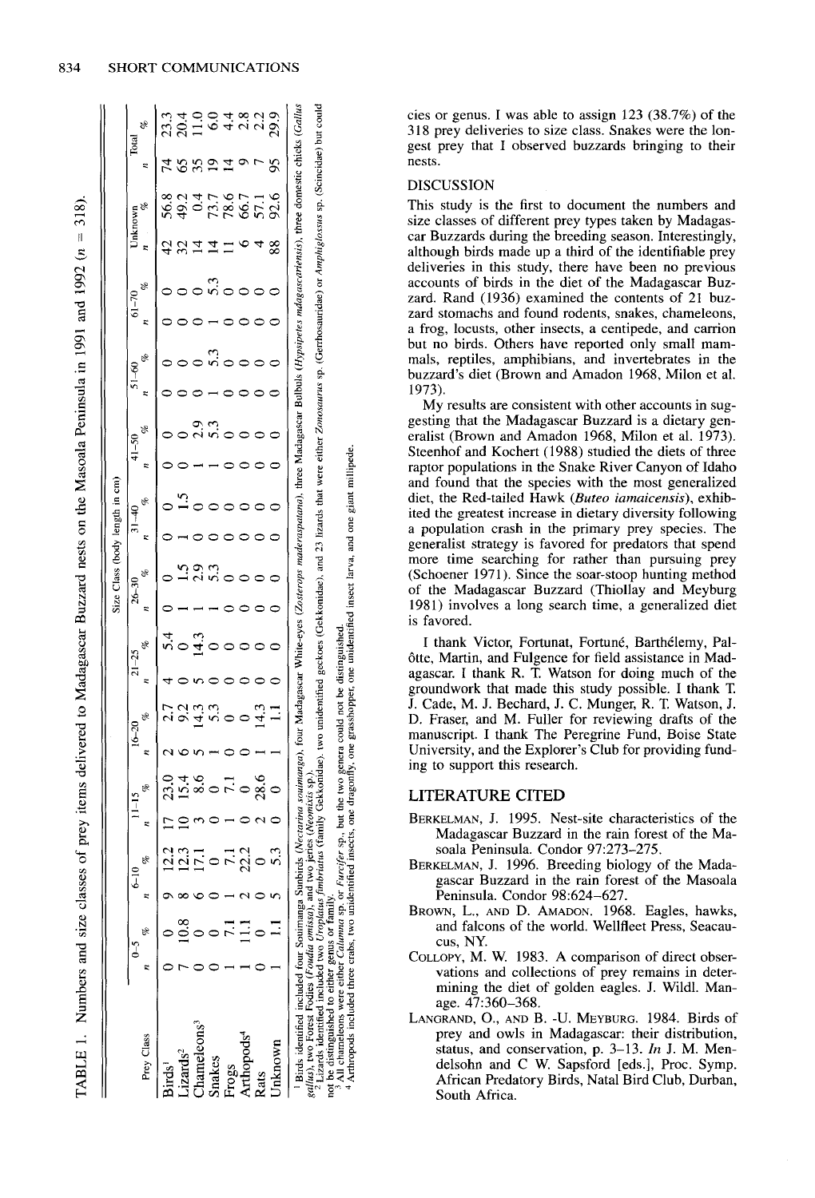TABLE 1. Numbers and size classes of prey items delivered to Madagascar Buzzard nests on the Masoala Peninsula in 1991 and 1992 ($n$ = 318).

| Prey Class | Size Class (body length in cm) | | | | | | | | | | | | | | | | | | | | | | | |
|---|---|---|---|---|---|---|---|---|---|---|---|---|---|---|---|---|---|---|---|---|---|---|---|---|
| | 0–5 | | 6–10 | | 11–15 | | 16–20 | | 21–25 | | 26–30 | | 31–40 | | 41–50 | | 51–60 | | 61–70 | | Unknown | | Total | |
| | $n$ | % | $n$ | % | $n$ | % | $n$ | % | $n$ | % | $n$ | % | $n$ | % | $n$ | % | $n$ | % | $n$ | % | $n$ | % | $n$ | % |
| Birds[1] | 0 | 0 | 9 | 12.2 | 17 | 23.0 | 2 | 2.7 | 4 | 5.4 | 0 | 0 | 0 | 0 | 0 | 0 | 0 | 0 | 0 | 0 | 42 | 56.8 | 74 | 23.3 |
| Lizards[2] | 7 | 10.8 | 8 | 12.3 | 10 | 15.4 | 6 | 9.2 | 0 | 0 | 1 | 1.5 | 1 | 1.5 | 0 | 0 | 0 | 0 | 0 | 0 | 32 | 49.2 | 65 | 20.4 |
| Chameleons[3] | 0 | 0 | 6 | 17.1 | 3 | 8.6 | 5 | 14.3 | 5 | 14.3 | 1 | 2.9 | 0 | 0 | 1 | 2.9 | 0 | 0 | 0 | 0 | 14 | 0.4 | 35 | 11.0 |
| Snakes | 0 | 0 | 0 | 0 | 0 | 0 | 1 | 5.3 | 0 | 0 | 1 | 5.3 | 0 | 0 | 1 | 5.3 | 1 | 5.3 | 1 | 5.3 | 14 | 73.7 | 19 | 6.0 |
| Frogs | 1 | 7.1 | 1 | 7.1 | 1 | 7.1 | 0 | 0 | 0 | 0 | 0 | 0 | 0 | 0 | 0 | 0 | 0 | 0 | 0 | 0 | 11 | 78.6 | 14 | 4.4 |
| Arthropods[4] | 1 | 11.1 | 2 | 22.2 | 0 | 0 | 0 | 0 | 0 | 0 | 0 | 0 | 0 | 0 | 0 | 0 | 0 | 0 | 0 | 0 | 6 | 66.7 | 9 | 2.8 |
| Rats | 0 | 0 | 0 | 0 | 2 | 28.6 | 1 | 14.3 | 0 | 0 | 0 | 0 | 0 | 0 | 0 | 0 | 0 | 0 | 0 | 0 | 4 | 57.1 | 7 | 2.2 |
| Unknown | 1 | 1.1 | 5 | 5.3 | 0 | 0 | 1 | 1.1 | 0 | 0 | 0 | 0 | 0 | 0 | 0 | 0 | 0 | 0 | 0 | 0 | 88 | 92.6 | 95 | 29.9 |

[1] Birds identified included four Souimanga Sunbirds (*Nectarina souimanga*), four Madagascar White-eyes (*Zosterops maderaspatana*), three Madagascar Bulbuls (*Hypsipetes madagascariensis*), three domestic chicks (*Gallus gallus*), two Forest Fodies (*Foudia omissa*), and two jeries (*Neomixis* sp.).

[2] Lizards identified included two *Uroplatus fimbriatus* (family Gekkonidae), two unidentified geckoes (Gekkonidae), and 23 lizards that were either *Zonosaurus* sp. (Gerrhosauridae) or *Amphiglossus* sp. (Scincidae) but could not be distinguished to either genus or family.

[3] All chameleons were either *Calumma* sp. or *Furcifer* sp., but the two genera could not be distinguished.

[4] Arthropods included three crabs, two unidentified insects, one dragonfly, one grasshopper, one unidentified insect larva, and one giant millipede.

cies or genus. I was able to assign 123 (38.7%) of the 318 prey deliveries to size class. Snakes were the longest prey that I observed buzzards bringing to their nests.

## DISCUSSION

This study is the first to document the numbers and size classes of different prey types taken by Madagascar Buzzards during the breeding season. Interestingly, although birds made up a third of the identifiable prey deliveries in this study, there have been no previous accounts of birds in the diet of the Madagascar Buzzard. Rand (1936) examined the contents of 21 buzzard stomachs and found rodents, snakes, chameleons, a frog, locusts, other insects, a centipede, and carrion but no birds. Others have reported only small mammals, reptiles, amphibians, and invertebrates in the buzzard's diet (Brown and Amadon 1968, Milon et al. 1973).

My results are consistent with other accounts in suggesting that the Madagascar Buzzard is a dietary generalist (Brown and Amadon 1968, Milon et al. 1973). Steenhof and Kochert (1988) studied the diets of three raptor populations in the Snake River Canyon of Idaho and found that the species with the most generalized diet, the Red-tailed Hawk (*Buteo iamaicensis*), exhibited the greatest increase in dietary diversity following a population crash in the primary prey species. The generalist strategy is favored for predators that spend more time searching for rather than pursuing prey (Schoener 1971). Since the soar-stoop hunting method of the Madagascar Buzzard (Thiollay and Meyburg 1981) involves a long search time, a generalized diet is favored.

I thank Victor, Fortunat, Fortuné, Barthélemy, Palôtte, Martin, and Fulgence for field assistance in Madagascar. I thank R. T. Watson for doing much of the groundwork that made this study possible. I thank T. J. Cade, M. J. Bechard, J. C. Munger, R. T. Watson, J. D. Fraser, and M. Fuller for reviewing drafts of the manuscript. I thank The Peregrine Fund, Boise State University, and the Explorer's Club for providing funding to support this research.

## LITERATURE CITED

BERKELMAN, J. 1995. Nest-site characteristics of the Madagascar Buzzard in the rain forest of the Masoala Peninsula. Condor 97:273–275.

BERKELMAN, J. 1996. Breeding biology of the Madagascar Buzzard in the rain forest of the Masoala Peninsula. Condor 98:624–627.

BROWN, L., AND D. AMADON. 1968. Eagles, hawks, and falcons of the world. Wellfleet Press, Seacaucus, NY.

COLLOPY, M. W. 1983. A comparison of direct observations and collections of prey remains in determining the diet of golden eagles. J. Wildl. Manage. 47:360–368.

LANGRAND, O., AND B. -U. MEYBURG. 1984. Birds of prey and owls in Madagascar: their distribution, status, and conservation, p. 3–13. *In* J. M. Mendelsohn and C W. Sapsford [eds.], Proc. Symp. African Predatory Birds, Natal Bird Club, Durban, South Africa.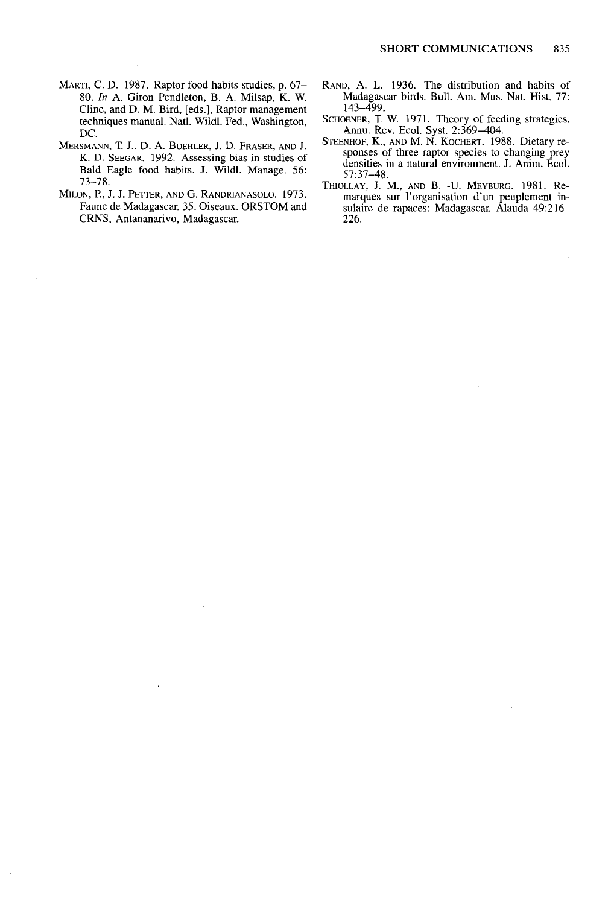MARTI, C. D. 1987. Raptor food habits studies, p. 67–80. *In* A. Giron Pendleton, B. A. Milsap, K. W. Cline, and D. M. Bird, [eds.], Raptor management techniques manual. Natl. Wildl. Fed., Washington, DC.

MERSMANN, T. J., D. A. BUEHLER, J. D. FRASER, AND J. K. D. SEEGAR. 1992. Assessing bias in studies of Bald Eagle food habits. J. Wildl. Manage. 56: 73–78.

MILON, P., J. J. PETTER, AND G. RANDRIANASOLO. 1973. Faune de Madagascar. 35. Oiseaux. ORSTOM and CRNS, Antananarivo, Madagascar.

RAND, A. L. 1936. The distribution and habits of Madagascar birds. Bull. Am. Mus. Nat. Hist. 77: 143–499.

SCHOENER, T. W. 1971. Theory of feeding strategies. Annu. Rev. Ecol. Syst. 2:369–404.

STEENHOF, K., AND M. N. KOCHERT. 1988. Dietary responses of three raptor species to changing prey densities in a natural environment. J. Anim. Ecol. 57:37–48.

THIOLLAY, J. M., AND B. -U. MEYBURG. 1981. Remarques sur l'organisation d'un peuplement insulaire de rapaces: Madagascar. Alauda 49:216–226.